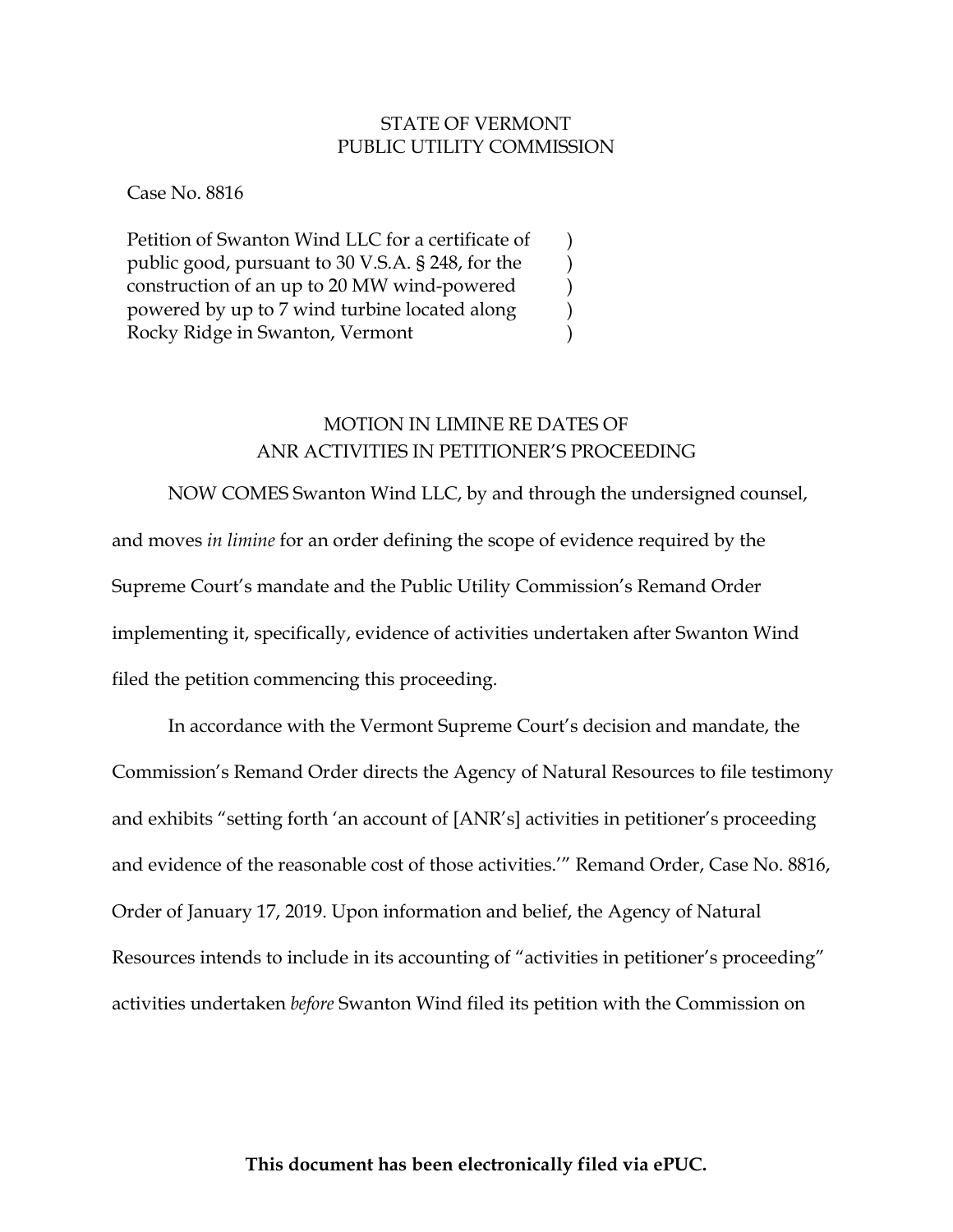STATE OF VERMONT
PUBLIC UTILITY COMMISSION

Case No. 8816

| | |
|---|---|
| Petition of Swanton Wind LLC for a certificate of public good, pursuant to 30 V.S.A. § 248, for the construction of an up to 20 MW wind-powered powered by up to 7 wind turbine located along Rocky Ridge in Swanton, Vermont | ) ) ) ) ) |

## MOTION IN LIMINE RE DATES OF ANR ACTIVITIES IN PETITIONER'S PROCEEDING

NOW COMES Swanton Wind LLC, by and through the undersigned counsel, and moves *in limine* for an order defining the scope of evidence required by the Supreme Court's mandate and the Public Utility Commission's Remand Order implementing it, specifically, evidence of activities undertaken after Swanton Wind filed the petition commencing this proceeding.

In accordance with the Vermont Supreme Court's decision and mandate, the Commission's Remand Order directs the Agency of Natural Resources to file testimony and exhibits "setting forth 'an account of [ANR's] activities in petitioner's proceeding and evidence of the reasonable cost of those activities.'" Remand Order, Case No. 8816, Order of January 17, 2019. Upon information and belief, the Agency of Natural Resources intends to include in its accounting of "activities in petitioner's proceeding" activities undertaken *before* Swanton Wind filed its petition with the Commission on

**This document has been electronically filed via ePUC.**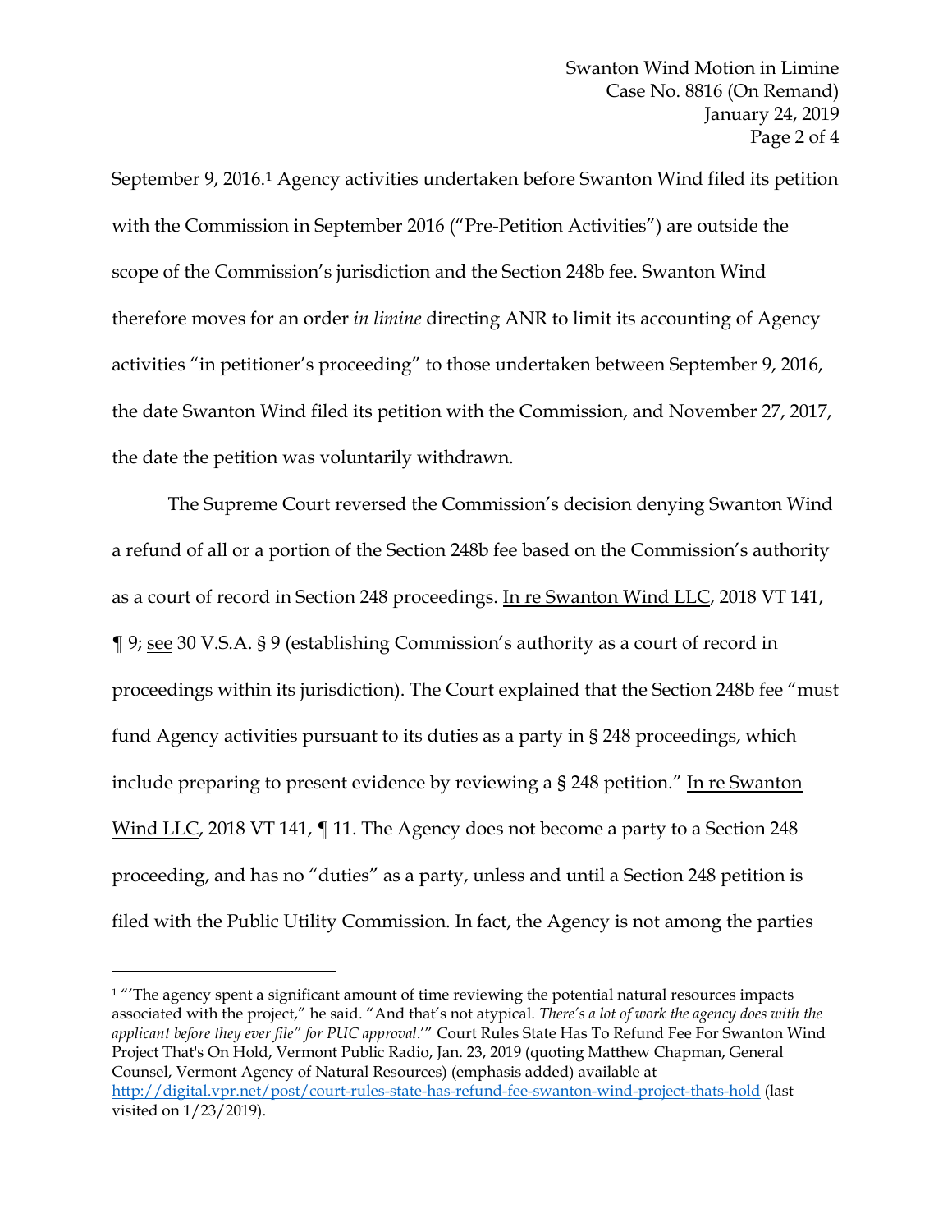September 9, 2016.[1] Agency activities undertaken before Swanton Wind filed its petition with the Commission in September 2016 ("Pre-Petition Activities") are outside the scope of the Commission's jurisdiction and the Section 248b fee. Swanton Wind therefore moves for an order *in limine* directing ANR to limit its accounting of Agency activities "in petitioner's proceeding" to those undertaken between September 9, 2016, the date Swanton Wind filed its petition with the Commission, and November 27, 2017, the date the petition was voluntarily withdrawn.

The Supreme Court reversed the Commission's decision denying Swanton Wind a refund of all or a portion of the Section 248b fee based on the Commission's authority as a court of record in Section 248 proceedings. In re Swanton Wind LLC, 2018 VT 141, ¶ 9; see 30 V.S.A. § 9 (establishing Commission's authority as a court of record in proceedings within its jurisdiction). The Court explained that the Section 248b fee "must fund Agency activities pursuant to its duties as a party in § 248 proceedings, which include preparing to present evidence by reviewing a § 248 petition." In re Swanton Wind LLC, 2018 VT 141, ¶ 11. The Agency does not become a party to a Section 248 proceeding, and has no "duties" as a party, unless and until a Section 248 petition is filed with the Public Utility Commission. In fact, the Agency is not among the parties

---

[1] "'The agency spent a significant amount of time reviewing the potential natural resources impacts associated with the project," he said. "And that's not atypical. *There's a lot of work the agency does with the applicant before they ever file" for PUC approval*.'" Court Rules State Has To Refund Fee For Swanton Wind Project That's On Hold, Vermont Public Radio, Jan. 23, 2019 (quoting Matthew Chapman, General Counsel, Vermont Agency of Natural Resources) (emphasis added) available at http://digital.vpr.net/post/court-rules-state-has-refund-fee-swanton-wind-project-thats-hold (last visited on 1/23/2019).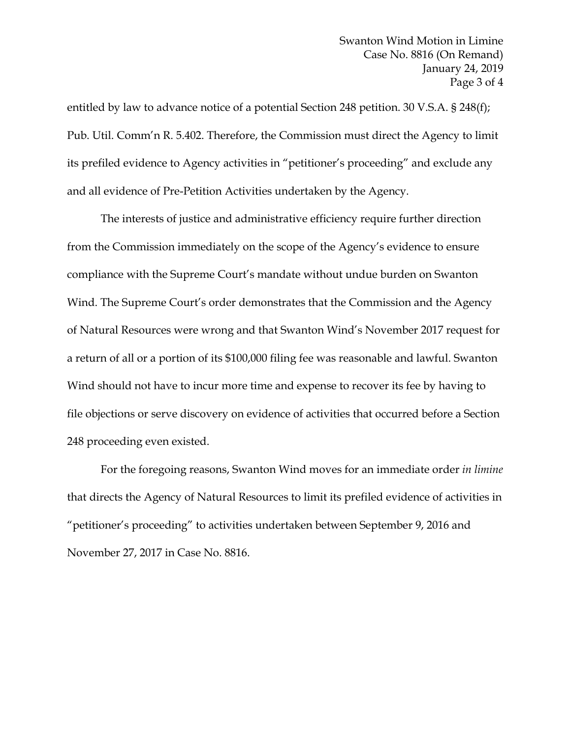entitled by law to advance notice of a potential Section 248 petition. 30 V.S.A. § 248(f); Pub. Util. Comm'n R. 5.402. Therefore, the Commission must direct the Agency to limit its prefiled evidence to Agency activities in "petitioner's proceeding" and exclude any and all evidence of Pre-Petition Activities undertaken by the Agency.

The interests of justice and administrative efficiency require further direction from the Commission immediately on the scope of the Agency's evidence to ensure compliance with the Supreme Court's mandate without undue burden on Swanton Wind. The Supreme Court's order demonstrates that the Commission and the Agency of Natural Resources were wrong and that Swanton Wind's November 2017 request for a return of all or a portion of its $100,000 filing fee was reasonable and lawful. Swanton Wind should not have to incur more time and expense to recover its fee by having to file objections or serve discovery on evidence of activities that occurred before a Section 248 proceeding even existed.

For the foregoing reasons, Swanton Wind moves for an immediate order *in limine* that directs the Agency of Natural Resources to limit its prefiled evidence of activities in "petitioner's proceeding" to activities undertaken between September 9, 2016 and November 27, 2017 in Case No. 8816.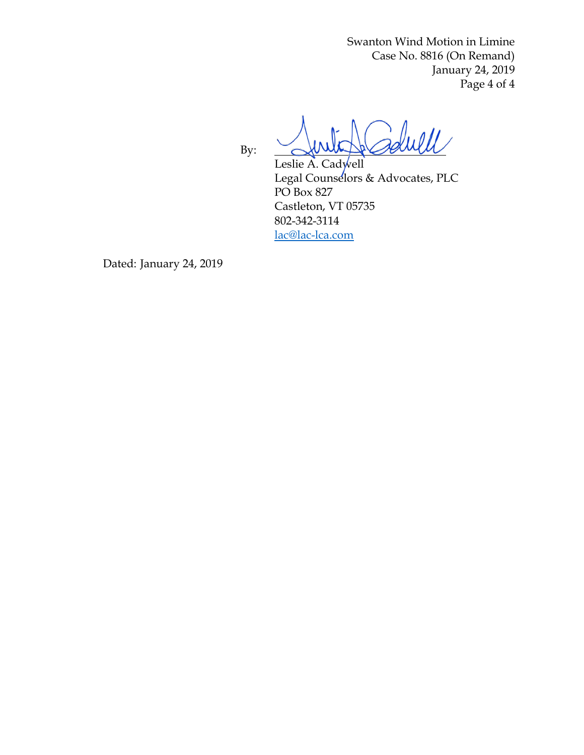By: \_\_\_\_\_\_\_\_\_\_\_\_\_\_\_\_\_\_\_\_\_\_\_\_

Leslie A. Cadwell
Legal Counselors & Advocates, PLC
PO Box 827
Castleton, VT 05735
802-342-3114
lac@lac-lca.com

Dated: January 24, 2019